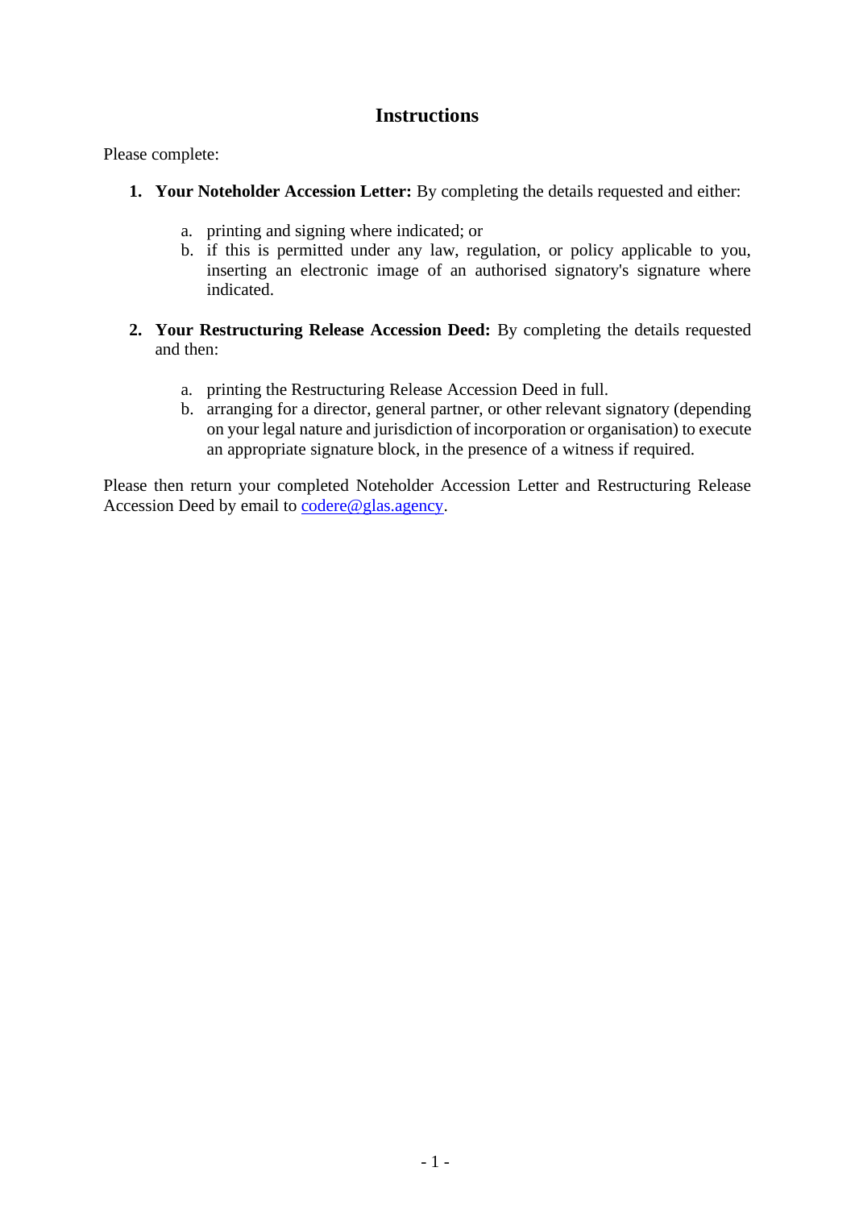# Instructions

Please complete:

1. **Your Noteholder Accession Letter:** By completing the details requested and either:

    a. printing and signing where indicated; or
    b. if this is permitted under any law, regulation, or policy applicable to you, inserting an electronic image of an authorised signatory's signature where indicated.

2. **Your Restructuring Release Accession Deed:** By completing the details requested and then:

    a. printing the Restructuring Release Accession Deed in full.
    b. arranging for a director, general partner, or other relevant signatory (depending on your legal nature and jurisdiction of incorporation or organisation) to execute an appropriate signature block, in the presence of a witness if required.

Please then return your completed Noteholder Accession Letter and Restructuring Release Accession Deed by email to codere@glas.agency.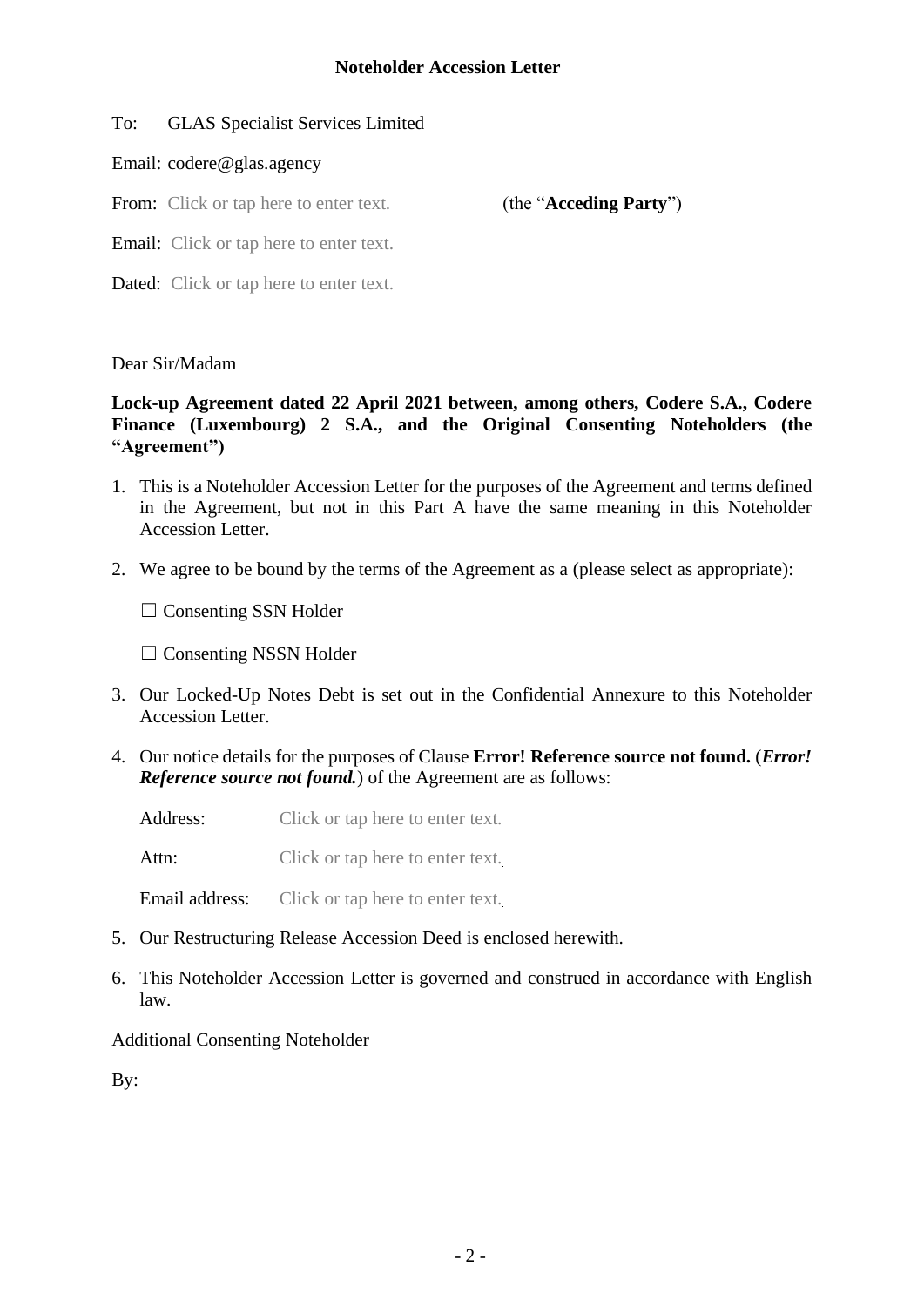# Noteholder Accession Letter

To: GLAS Specialist Services Limited

Email: codere@glas.agency

From: Click or tap here to enter text. (the "**Acceding Party**")

Email: Click or tap here to enter text.

Dated: Click or tap here to enter text.

Dear Sir/Madam

**Lock-up Agreement dated 22 April 2021 between, among others, Codere S.A., Codere Finance (Luxembourg) 2 S.A., and the Original Consenting Noteholders (the "Agreement")**

1. This is a Noteholder Accession Letter for the purposes of the Agreement and terms defined in the Agreement, but not in this Part A have the same meaning in this Noteholder Accession Letter.
2. We agree to be bound by the terms of the Agreement as a (please select as appropriate):

   ☐ Consenting SSN Holder

   ☐ Consenting NSSN Holder
3. Our Locked-Up Notes Debt is set out in the Confidential Annexure to this Noteholder Accession Letter.
4. Our notice details for the purposes of Clause **Error! Reference source not found.** (***Error! Reference source not found.***) of the Agreement are as follows:

   Address: Click or tap here to enter text.

   Attn: Click or tap here to enter text.

   Email address: Click or tap here to enter text.
5. Our Restructuring Release Accession Deed is enclosed herewith.
6. This Noteholder Accession Letter is governed and construed in accordance with English law.

Additional Consenting Noteholder

By: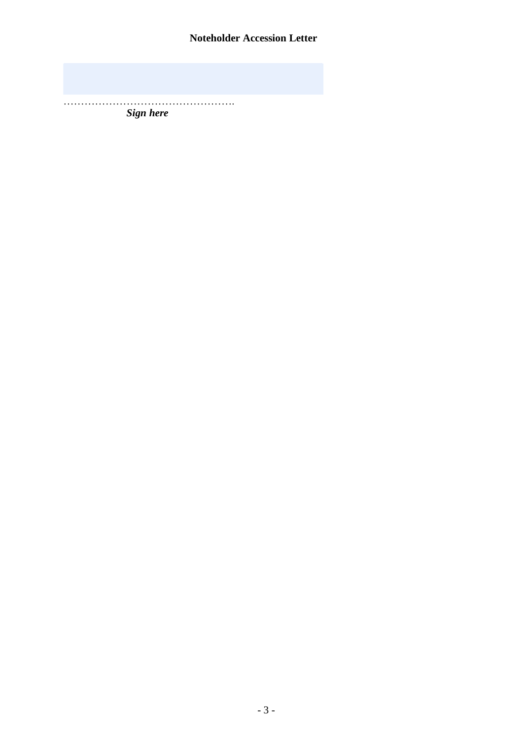**Noteholder Accession Letter**

…………………………………………….

***Sign here***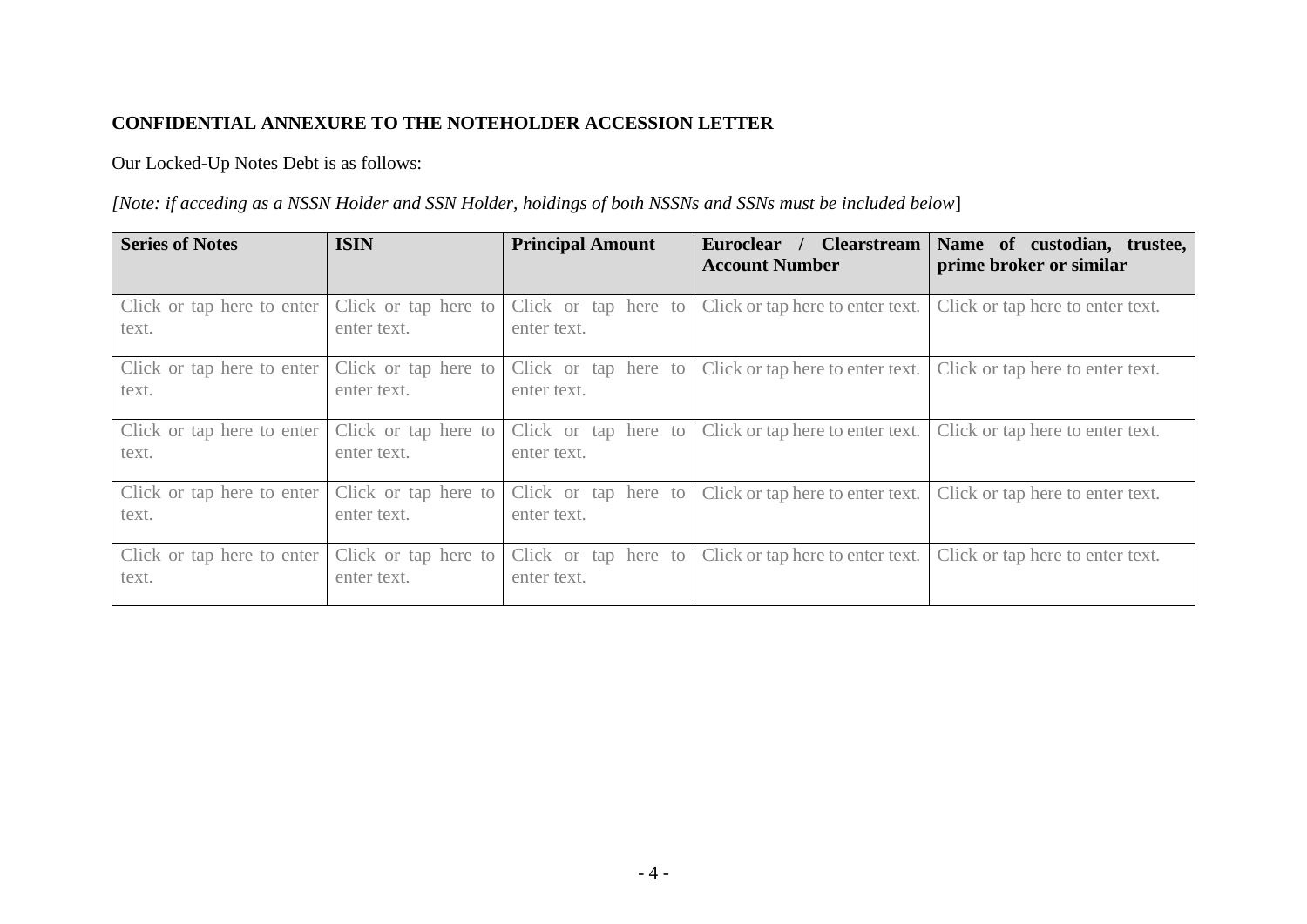**CONFIDENTIAL ANNEXURE TO THE NOTEHOLDER ACCESSION LETTER**

Our Locked-Up Notes Debt is as follows:

*[Note: if acceding as a NSSN Holder and SSN Holder, holdings of both NSSNs and SSNs must be included below*]

| **Series of Notes** | **ISIN** | **Principal Amount** | **Euroclear / Clearstream Account Number** | **Name of custodian, trustee, prime broker or similar** |
|---|---|---|---|---|
| Click or tap here to enter text. | Click or tap here to enter text. | Click or tap here to enter text. | Click or tap here to enter text. | Click or tap here to enter text. |
| Click or tap here to enter text. | Click or tap here to enter text. | Click or tap here to enter text. | Click or tap here to enter text. | Click or tap here to enter text. |
| Click or tap here to enter text. | Click or tap here to enter text. | Click or tap here to enter text. | Click or tap here to enter text. | Click or tap here to enter text. |
| Click or tap here to enter text. | Click or tap here to enter text. | Click or tap here to enter text. | Click or tap here to enter text. | Click or tap here to enter text. |
| Click or tap here to enter text. | Click or tap here to enter text. | Click or tap here to enter text. | Click or tap here to enter text. | Click or tap here to enter text. |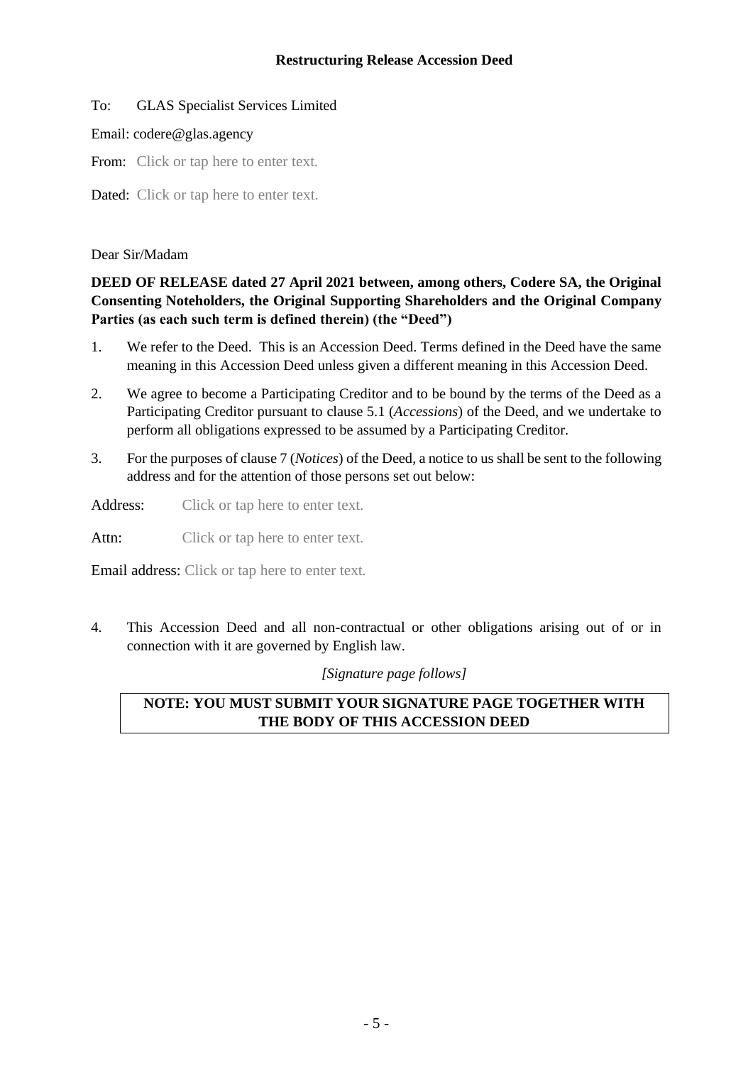**Restructuring Release Accession Deed**

To: GLAS Specialist Services Limited

Email: codere@glas.agency

From: Click or tap here to enter text.

Dated: Click or tap here to enter text.

Dear Sir/Madam

**DEED OF RELEASE dated 27 April 2021 between, among others, Codere SA, the Original Consenting Noteholders, the Original Supporting Shareholders and the Original Company Parties (as each such term is defined therein) (the "Deed")**

1. We refer to the Deed. This is an Accession Deed. Terms defined in the Deed have the same meaning in this Accession Deed unless given a different meaning in this Accession Deed.
2. We agree to become a Participating Creditor and to be bound by the terms of the Deed as a Participating Creditor pursuant to clause 5.1 (*Accessions*) of the Deed, and we undertake to perform all obligations expressed to be assumed by a Participating Creditor.
3. For the purposes of clause 7 (*Notices*) of the Deed, a notice to us shall be sent to the following address and for the attention of those persons set out below:

Address: Click or tap here to enter text.

Attn: Click or tap here to enter text.

Email address: Click or tap here to enter text.

4. This Accession Deed and all non-contractual or other obligations arising out of or in connection with it are governed by English law.

*[Signature page follows]*

**NOTE: YOU MUST SUBMIT YOUR SIGNATURE PAGE TOGETHER WITH THE BODY OF THIS ACCESSION DEED**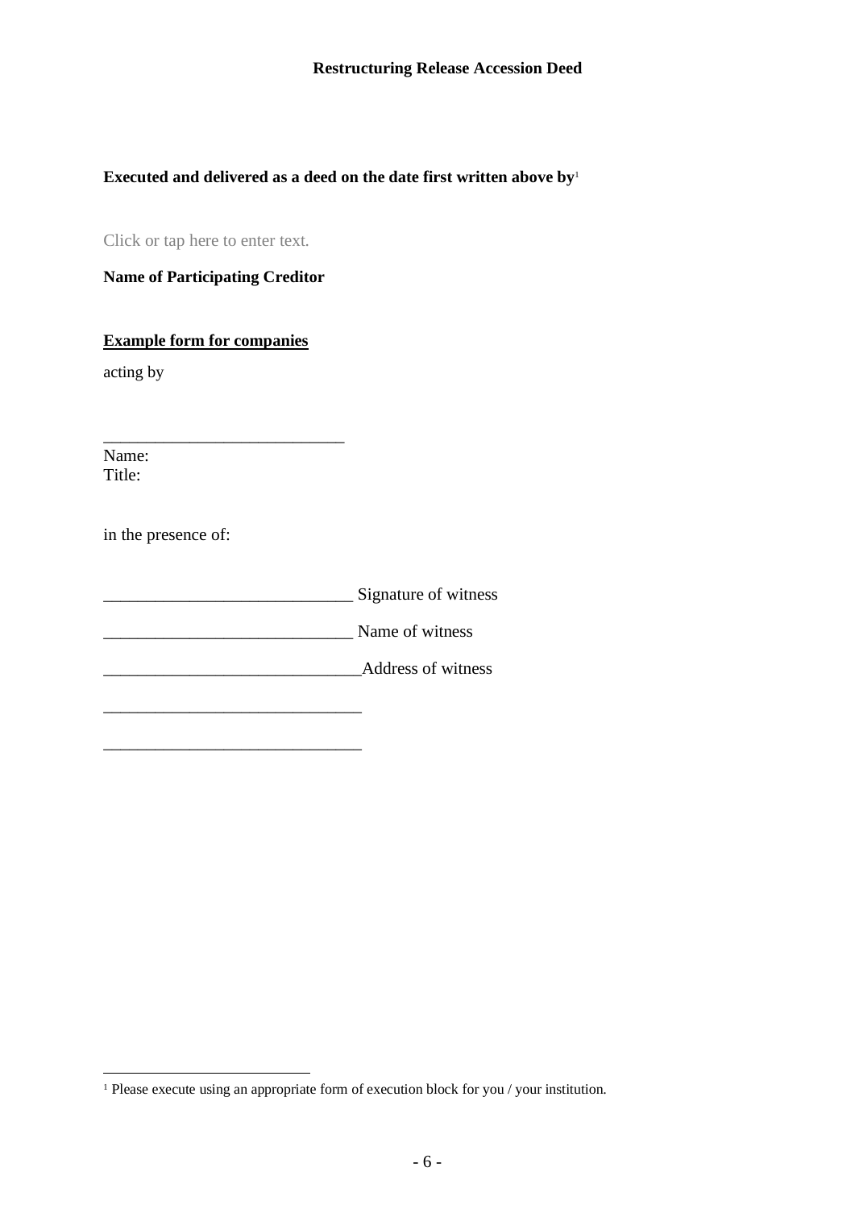**Executed and delivered as a deed on the date first written above by**[1]

Click or tap here to enter text.

**Name of Participating Creditor**

**Example form for companies**

acting by

____________________________

Name:
Title:

in the presence of:

____________________________ Signature of witness

____________________________ Name of witness

______________________________Address of witness

______________________________

______________________________

[1] Please execute using an appropriate form of execution block for you / your institution.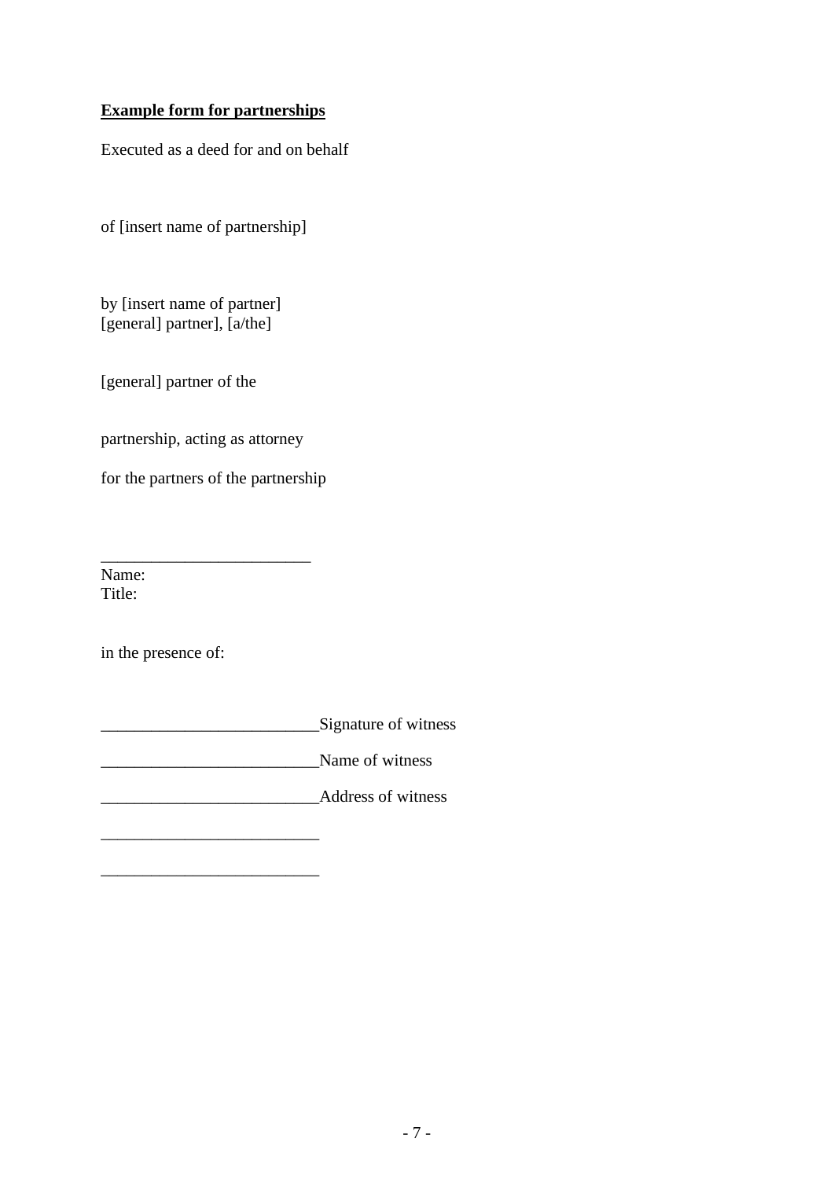**<u>Example form for partnerships</u>**

Executed as a deed for and on behalf

of [insert name of partnership]

by [insert name of partner]
[general] partner], [a/the]

[general] partner of the

partnership, acting as attorney

for the partners of the partnership

_________________________
Name:
Title:

in the presence of:

_________________________Signature of witness

_________________________Name of witness

_________________________Address of witness

_________________________

_________________________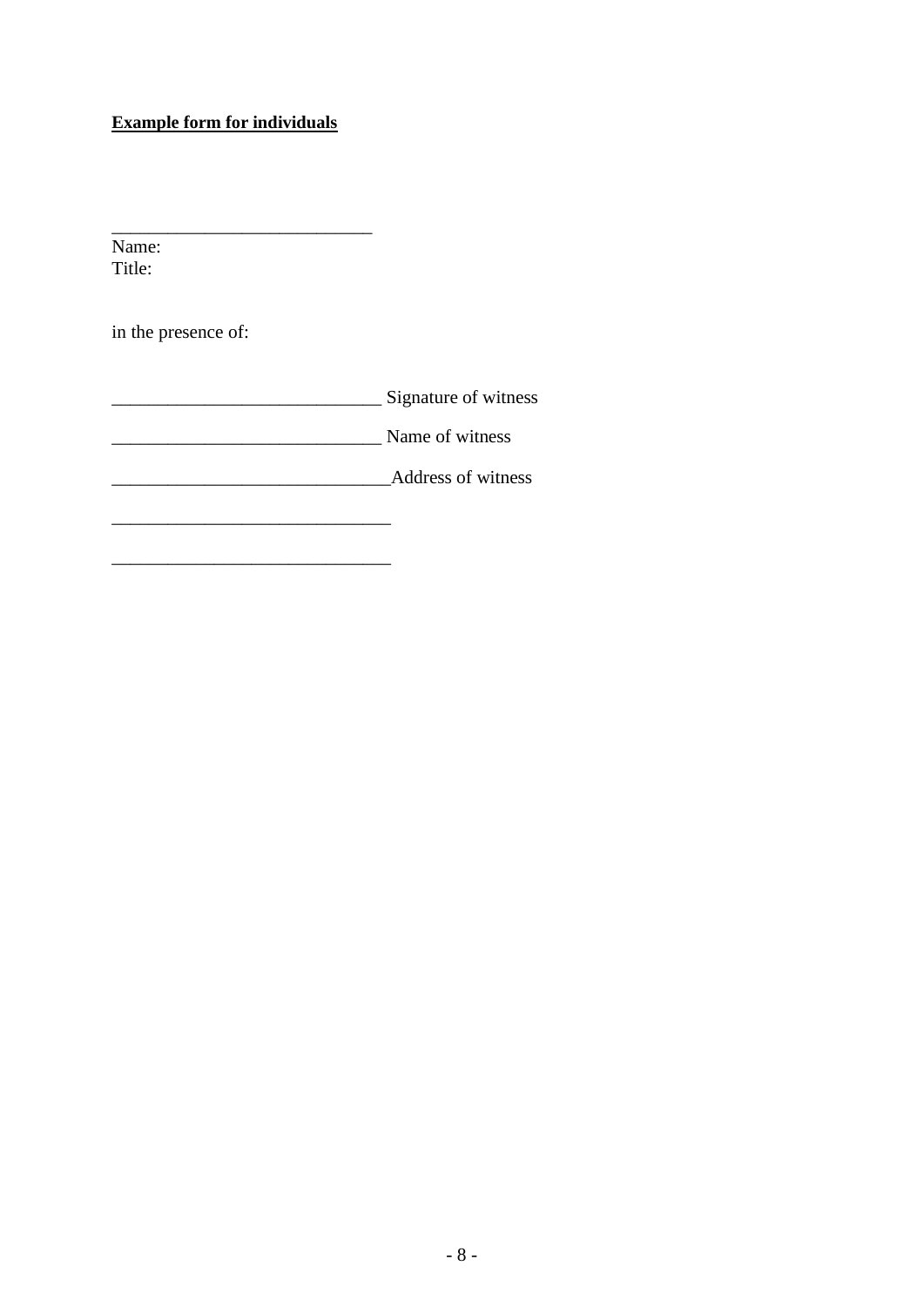**Example form for individuals**

____________________________

Name:
Title:

in the presence of:

____________________________ Signature of witness

____________________________ Name of witness

______________________________Address of witness

______________________________

______________________________